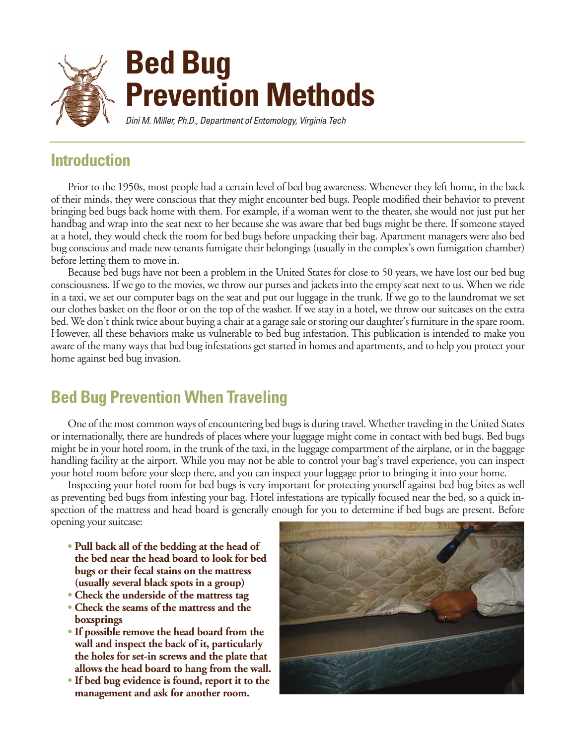# Bed Bug Prevention Methods

*Dini M. Miller, Ph.D., Department of Entomology, Virginia Tech*

## Introduction

Prior to the 1950s, most people had a certain level of bed bug awareness. Whenever they left home, in the back of their minds, they were conscious that they might encounter bed bugs. People modified their behavior to prevent bringing bed bugs back home with them. For example, if a woman went to the theater, she would not just put her handbag and wrap into the seat next to her because she was aware that bed bugs might be there. If someone stayed at a hotel, they would check the room for bed bugs before unpacking their bag. Apartment managers were also bed bug conscious and made new tenants fumigate their belongings (usually in the complex's own fumigation chamber) before letting them to move in.

Because bed bugs have not been a problem in the United States for close to 50 years, we have lost our bed bug consciousness. If we go to the movies, we throw our purses and jackets into the empty seat next to us. When we ride in a taxi, we set our computer bags on the seat and put our luggage in the trunk. If we go to the laundromat we set our clothes basket on the floor or on the top of the washer. If we stay in a hotel, we throw our suitcases on the extra bed. We don't think twice about buying a chair at a garage sale or storing our daughter's furniture in the spare room. However, all these behaviors make us vulnerable to bed bug infestation. This publication is intended to make you aware of the many ways that bed bug infestations get started in homes and apartments, and to help you protect your home against bed bug invasion.

## Bed Bug Prevention When Traveling

One of the most common ways of encountering bed bugs is during travel. Whether traveling in the United States or internationally, there are hundreds of places where your luggage might come in contact with bed bugs. Bed bugs might be in your hotel room, in the trunk of the taxi, in the luggage compartment of the airplane, or in the baggage handling facility at the airport. While you may not be able to control your bag's travel experience, you can inspect your hotel room before your sleep there, and you can inspect your luggage prior to bringing it into your home.

Inspecting your hotel room for bed bugs is very important for protecting yourself against bed bug bites as well as preventing bed bugs from infesting your bag. Hotel infestations are typically focused near the bed, so a quick inspection of the mattress and head board is generally enough for you to determine if bed bugs are present. Before opening your suitcase:

- **Pull back all of the bedding at the head of the bed near the head board to look for bed bugs or their fecal stains on the mattress (usually several black spots in a group)**
- **Check the underside of the mattress tag**
- **Check the seams of the mattress and the boxsprings**
- **If possible remove the head board from the wall and inspect the back of it, particularly the holes for set-in screws and the plate that allows the head board to hang from the wall.**
- **If bed bug evidence is found, report it to the management and ask for another room.**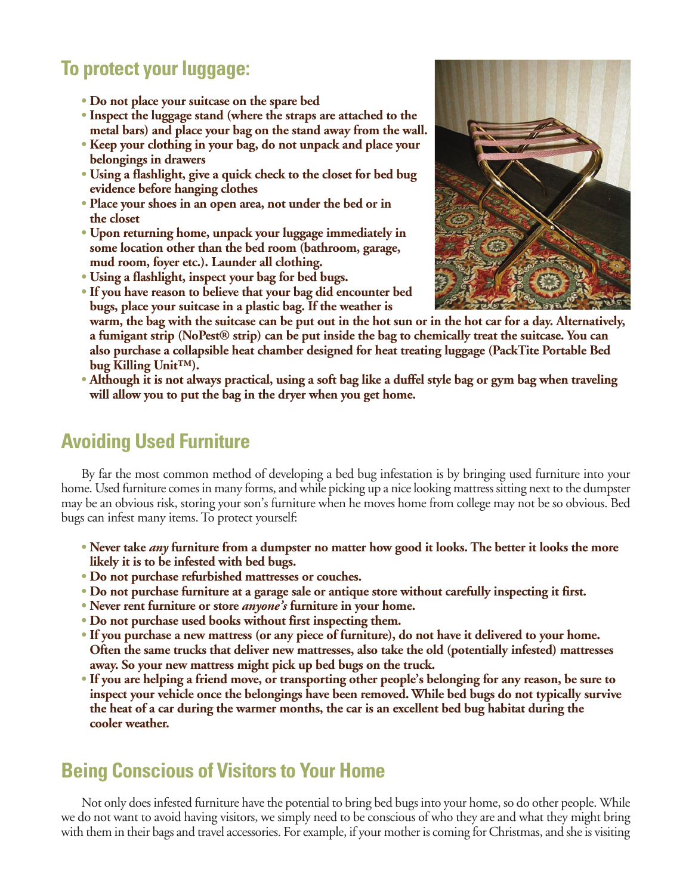## To protect your luggage:

- **Do not place your suitcase on the spare bed**
- **Inspect the luggage stand (where the straps are attached to the metal bars) and place your bag on the stand away from the wall.**
- **Keep your clothing in your bag, do not unpack and place your belongings in drawers**
- **Using a flashlight, give a quick check to the closet for bed bug evidence before hanging clothes**
- **Place your shoes in an open area, not under the bed or in the closet**
- **Upon returning home, unpack your luggage immediately in some location other than the bed room (bathroom, garage, mud room, foyer etc.). Launder all clothing.**
- **Using a flashlight, inspect your bag for bed bugs.**
- **If you have reason to believe that your bag did encounter bed bugs, place your suitcase in a plastic bag. If the weather is warm, the bag with the suitcase can be put out in the hot sun or in the hot car for a day. Alternatively, a fumigant strip (NoPest® strip) can be put inside the bag to chemically treat the suitcase. You can also purchase a collapsible heat chamber designed for heat treating luggage (PackTite Portable Bed bug Killing Unit™).**
- **Although it is not always practical, using a soft bag like a duffel style bag or gym bag when traveling will allow you to put the bag in the dryer when you get home.**

## Avoiding Used Furniture

By far the most common method of developing a bed bug infestation is by bringing used furniture into your home. Used furniture comes in many forms, and while picking up a nice looking mattress sitting next to the dumpster may be an obvious risk, storing your son's furniture when he moves home from college may not be so obvious. Bed bugs can infest many items. To protect yourself:

- **Never take *any* furniture from a dumpster no matter how good it looks. The better it looks the more likely it is to be infested with bed bugs.**
- **Do not purchase refurbished mattresses or couches.**
- **Do not purchase furniture at a garage sale or antique store without carefully inspecting it first.**
- **Never rent furniture or store *anyone's* furniture in your home.**
- **Do not purchase used books without first inspecting them.**
- **If you purchase a new mattress (or any piece of furniture), do not have it delivered to your home. Often the same trucks that deliver new mattresses, also take the old (potentially infested) mattresses away. So your new mattress might pick up bed bugs on the truck.**
- **If you are helping a friend move, or transporting other people's belonging for any reason, be sure to inspect your vehicle once the belongings have been removed. While bed bugs do not typically survive the heat of a car during the warmer months, the car is an excellent bed bug habitat during the cooler weather.**

## Being Conscious of Visitors to Your Home

Not only does infested furniture have the potential to bring bed bugs into your home, so do other people. While we do not want to avoid having visitors, we simply need to be conscious of who they are and what they might bring with them in their bags and travel accessories. For example, if your mother is coming for Christmas, and she is visiting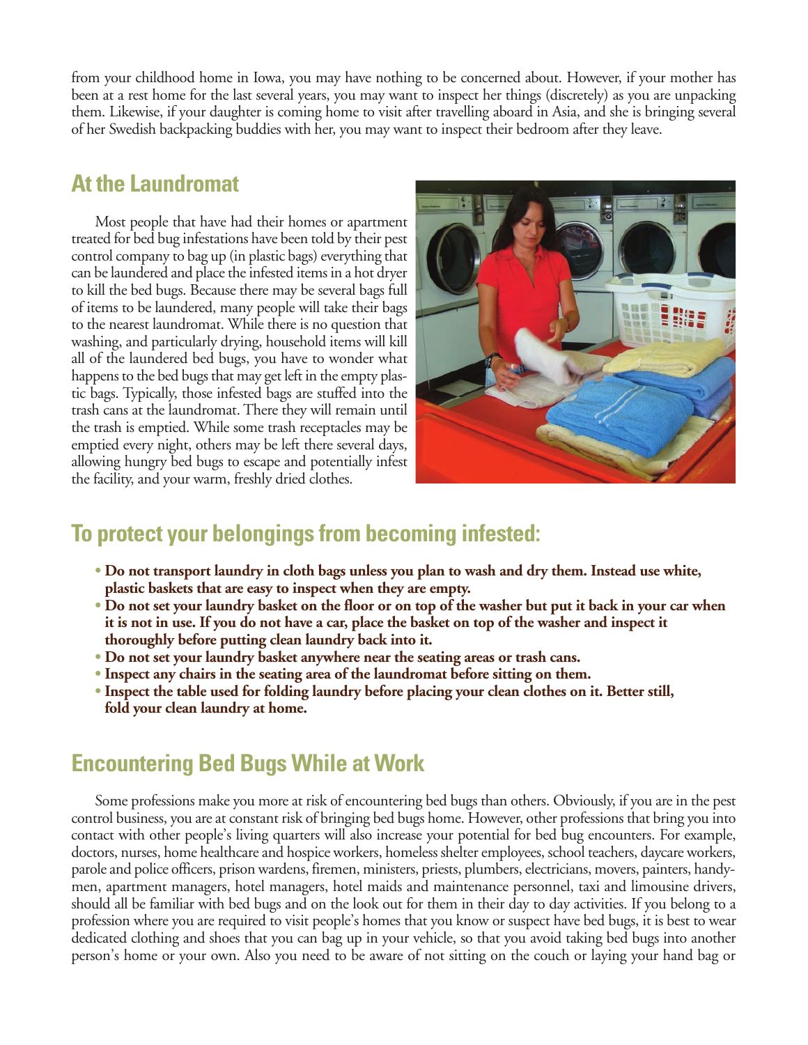from your childhood home in Iowa, you may have nothing to be concerned about. However, if your mother has been at a rest home for the last several years, you may want to inspect her things (discretely) as you are unpacking them. Likewise, if your daughter is coming home to visit after travelling aboard in Asia, and she is bringing several of her Swedish backpacking buddies with her, you may want to inspect their bedroom after they leave.

## At the Laundromat

Most people that have had their homes or apartment treated for bed bug infestations have been told by their pest control company to bag up (in plastic bags) everything that can be laundered and place the infested items in a hot dryer to kill the bed bugs. Because there may be several bags full of items to be laundered, many people will take their bags to the nearest laundromat. While there is no question that washing, and particularly drying, household items will kill all of the laundered bed bugs, you have to wonder what happens to the bed bugs that may get left in the empty plastic bags. Typically, those infested bags are stuffed into the trash cans at the laundromat. There they will remain until the trash is emptied. While some trash receptacles may be emptied every night, others may be left there several days, allowing hungry bed bugs to escape and potentially infest the facility, and your warm, freshly dried clothes.

## To protect your belongings from becoming infested:

- **Do not transport laundry in cloth bags unless you plan to wash and dry them. Instead use white, plastic baskets that are easy to inspect when they are empty.**
- **Do not set your laundry basket on the floor or on top of the washer but put it back in your car when it is not in use. If you do not have a car, place the basket on top of the washer and inspect it thoroughly before putting clean laundry back into it.**
- **Do not set your laundry basket anywhere near the seating areas or trash cans.**
- **Inspect any chairs in the seating area of the laundromat before sitting on them.**
- **Inspect the table used for folding laundry before placing your clean clothes on it. Better still, fold your clean laundry at home.**

## Encountering Bed Bugs While at Work

Some professions make you more at risk of encountering bed bugs than others. Obviously, if you are in the pest control business, you are at constant risk of bringing bed bugs home. However, other professions that bring you into contact with other people's living quarters will also increase your potential for bed bug encounters. For example, doctors, nurses, home healthcare and hospice workers, homeless shelter employees, school teachers, daycare workers, parole and police officers, prison wardens, firemen, ministers, priests, plumbers, electricians, movers, painters, handymen, apartment managers, hotel managers, hotel maids and maintenance personnel, taxi and limousine drivers, should all be familiar with bed bugs and on the look out for them in their day to day activities. If you belong to a profession where you are required to visit people's homes that you know or suspect have bed bugs, it is best to wear dedicated clothing and shoes that you can bag up in your vehicle, so that you avoid taking bed bugs into another person's home or your own. Also you need to be aware of not sitting on the couch or laying your hand bag or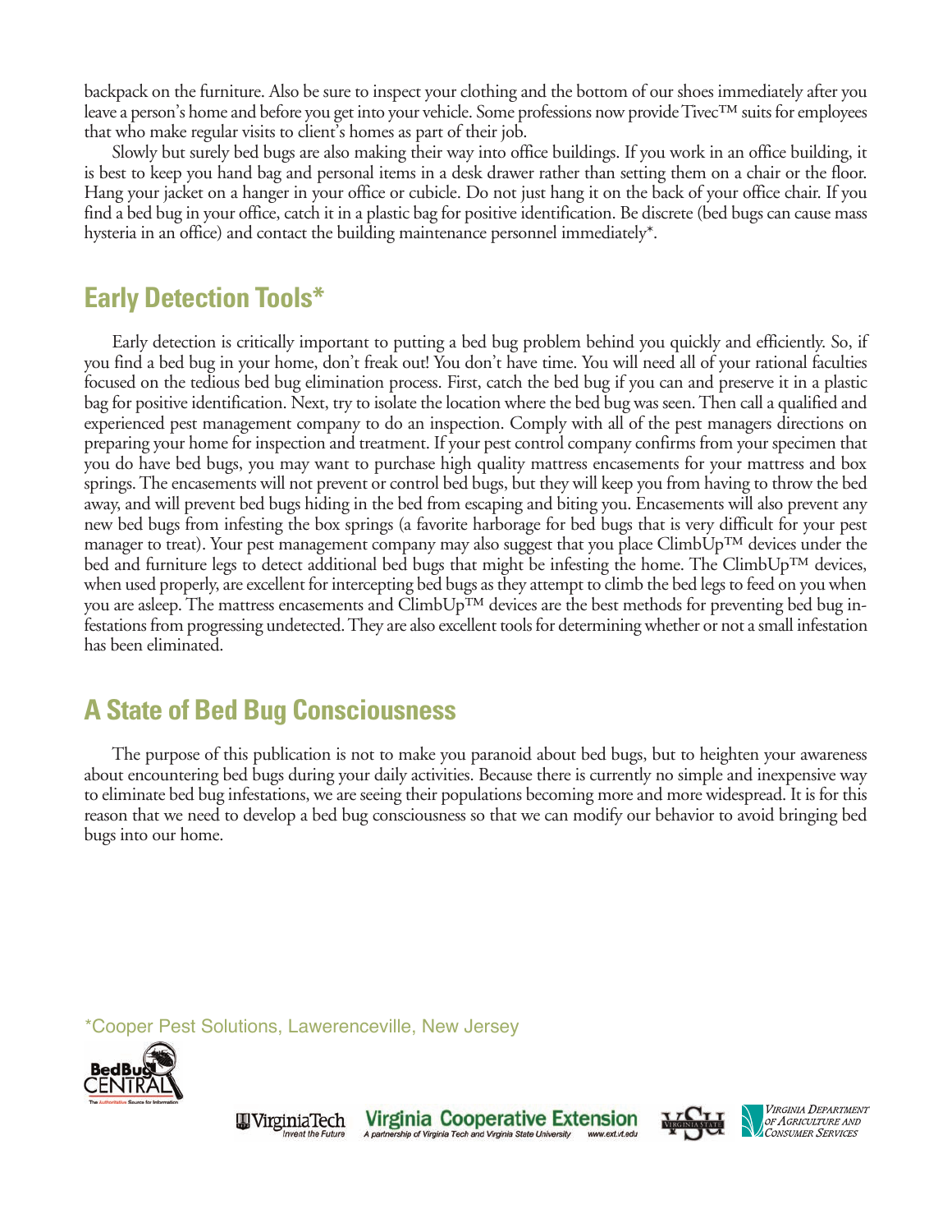backpack on the furniture. Also be sure to inspect your clothing and the bottom of our shoes immediately after you leave a person's home and before you get into your vehicle. Some professions now provide Tivec™ suits for employees that who make regular visits to client's homes as part of their job.

Slowly but surely bed bugs are also making their way into office buildings. If you work in an office building, it is best to keep you hand bag and personal items in a desk drawer rather than setting them on a chair or the floor. Hang your jacket on a hanger in your office or cubicle. Do not just hang it on the back of your office chair. If you find a bed bug in your office, catch it in a plastic bag for positive identification. Be discrete (bed bugs can cause mass hysteria in an office) and contact the building maintenance personnel immediately*.

## Early Detection Tools*

Early detection is critically important to putting a bed bug problem behind you quickly and efficiently. So, if you find a bed bug in your home, don't freak out! You don't have time. You will need all of your rational faculties focused on the tedious bed bug elimination process. First, catch the bed bug if you can and preserve it in a plastic bag for positive identification. Next, try to isolate the location where the bed bug was seen. Then call a qualified and experienced pest management company to do an inspection. Comply with all of the pest managers directions on preparing your home for inspection and treatment. If your pest control company confirms from your specimen that you do have bed bugs, you may want to purchase high quality mattress encasements for your mattress and box springs. The encasements will not prevent or control bed bugs, but they will keep you from having to throw the bed away, and will prevent bed bugs hiding in the bed from escaping and biting you. Encasements will also prevent any new bed bugs from infesting the box springs (a favorite harborage for bed bugs that is very difficult for your pest manager to treat). Your pest management company may also suggest that you place ClimbUp™ devices under the bed and furniture legs to detect additional bed bugs that might be infesting the home. The ClimbUp™ devices, when used properly, are excellent for intercepting bed bugs as they attempt to climb the bed legs to feed on you when you are asleep. The mattress encasements and ClimbUp™ devices are the best methods for preventing bed bug infestations from progressing undetected. They are also excellent tools for determining whether or not a small infestation has been eliminated.

## A State of Bed Bug Consciousness

The purpose of this publication is not to make you paranoid about bed bugs, but to heighten your awareness about encountering bed bugs during your daily activities. Because there is currently no simple and inexpensive way to eliminate bed bug infestations, we are seeing their populations becoming more and more widespread. It is for this reason that we need to develop a bed bug consciousness so that we can modify our behavior to avoid bringing bed bugs into our home.

*Cooper Pest Solutions, Lawerenceville, New Jersey